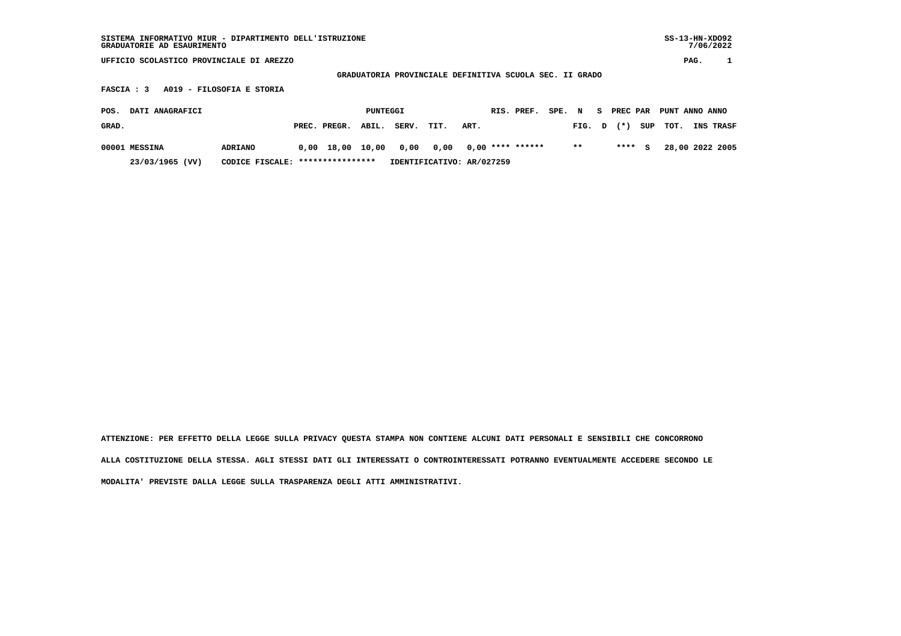SISTEMA INFORMATIVO MIUR - DIPARTIMENTO DELL'ISTRUZIONE
GRADUATORIE AD ESAURIMENTO

SS-13-HN-XDO92
7/06/2022

UFFICIO SCOLASTICO PROVINCIALE DI AREZZO

**GRADUATORIA PROVINCIALE DEFINITIVA SCUOLA SEC. II GRADO**

**FASCIA : 3   A019 - FILOSOFIA E STORIA**

| POS. GRAD. | DATI ANAGRAFICI | | PUNTEGGI PREC. | PREGR. | ABIL. | SERV. | TIT. | ART. | RIS. | PREF. | SPE. | N FIG. | S D | PREC PAR (*) | SUP | PUNT TOT. | ANNO INS | ANNO TRASF |
|---|---|---|---|---|---|---|---|---|---|---|---|---|---|---|---|---|---|---|
| 00001 | MESSINA | ADRIANO | 0,00 | 18,00 | 10,00 | 0,00 | 0,00 | 0,00 | **** | ****** | | ** | | **** | S | 28,00 | 2022 | 2005 |
| | 23/03/1965 (VV) | CODICE FISCALE: **************** | IDENTIFICATIVO: AR/027259 | | | | | | | | | | | | | | | |

ATTENZIONE: PER EFFETTO DELLA LEGGE SULLA PRIVACY QUESTA STAMPA NON CONTIENE ALCUNI DATI PERSONALI E SENSIBILI CHE CONCORRONO ALLA COSTITUZIONE DELLA STESSA. AGLI STESSI DATI GLI INTERESSATI O CONTROINTERESSATI POTRANNO EVENTUALMENTE ACCEDERE SECONDO LE MODALITA' PREVISTE DALLA LEGGE SULLA TRASPARENZA DEGLI ATTI AMMINISTRATIVI.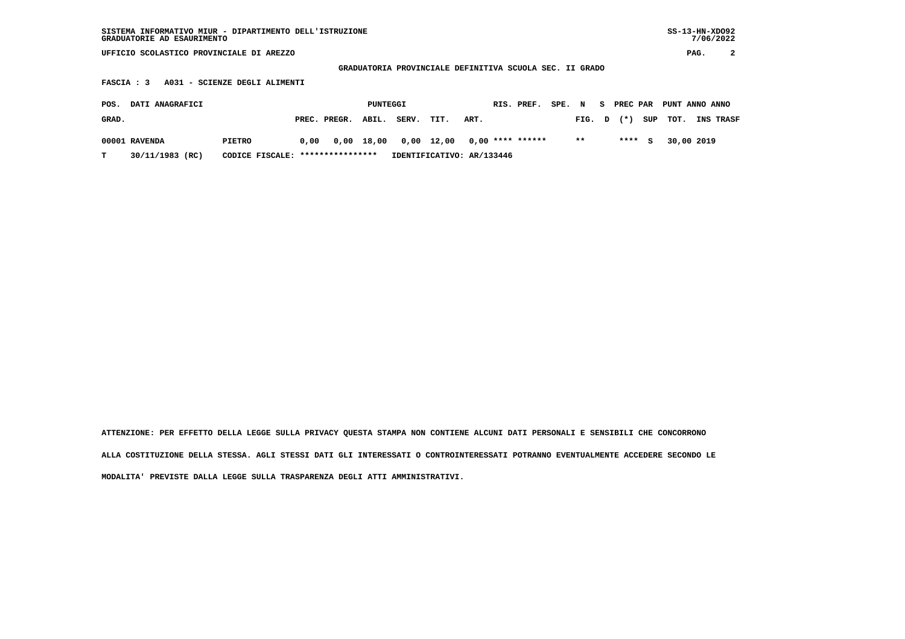SISTEMA INFORMATIVO MIUR - DIPARTIMENTO DELL'ISTRUZIONE
GRADUATORIE AD ESAURIMENTO

UFFICIO SCOLASTICO PROVINCIALE DI AREZZO

GRADUATORIA PROVINCIALE DEFINITIVA SCUOLA SEC. II GRADO

FASCIA : 3 A031 - SCIENZE DEGLI ALIMENTI

| POS. GRAD. | DATI ANAGRAFICI | | PUNTEGGI PREC. | PREGR. | ABIL. | SERV. | TIT. | ART. | RIS. | PREF. | SPE. | N FIG. | S D | PREC (*) | PAR SUP | PUNT TOT. | ANNO INS | ANNO TRASF |
|---|---|---|---|---|---|---|---|---|---|---|---|---|---|---|---|---|---|---|
| 00001 | RAVENDA | PIETRO | 0,00 | 0,00 | 18,00 | 0,00 | 12,00 | 0,00 | **** | ****** | | ** | | **** | S | 30,00 | 2019 | |
| T | 30/11/1983 (RC) | CODICE FISCALE: **************** | IDENTIFICATIVO: AR/133446 | | | | | | | | | | | | | | | |

ATTENZIONE: PER EFFETTO DELLA LEGGE SULLA PRIVACY QUESTA STAMPA NON CONTIENE ALCUNI DATI PERSONALI E SENSIBILI CHE CONCORRONO ALLA COSTITUZIONE DELLA STESSA. AGLI STESSI DATI GLI INTERESSATI O CONTROINTERESSATI POTRANNO EVENTUALMENTE ACCEDERE SECONDO LE MODALITA' PREVISTE DALLA LEGGE SULLA TRASPARENZA DEGLI ATTI AMMINISTRATIVI.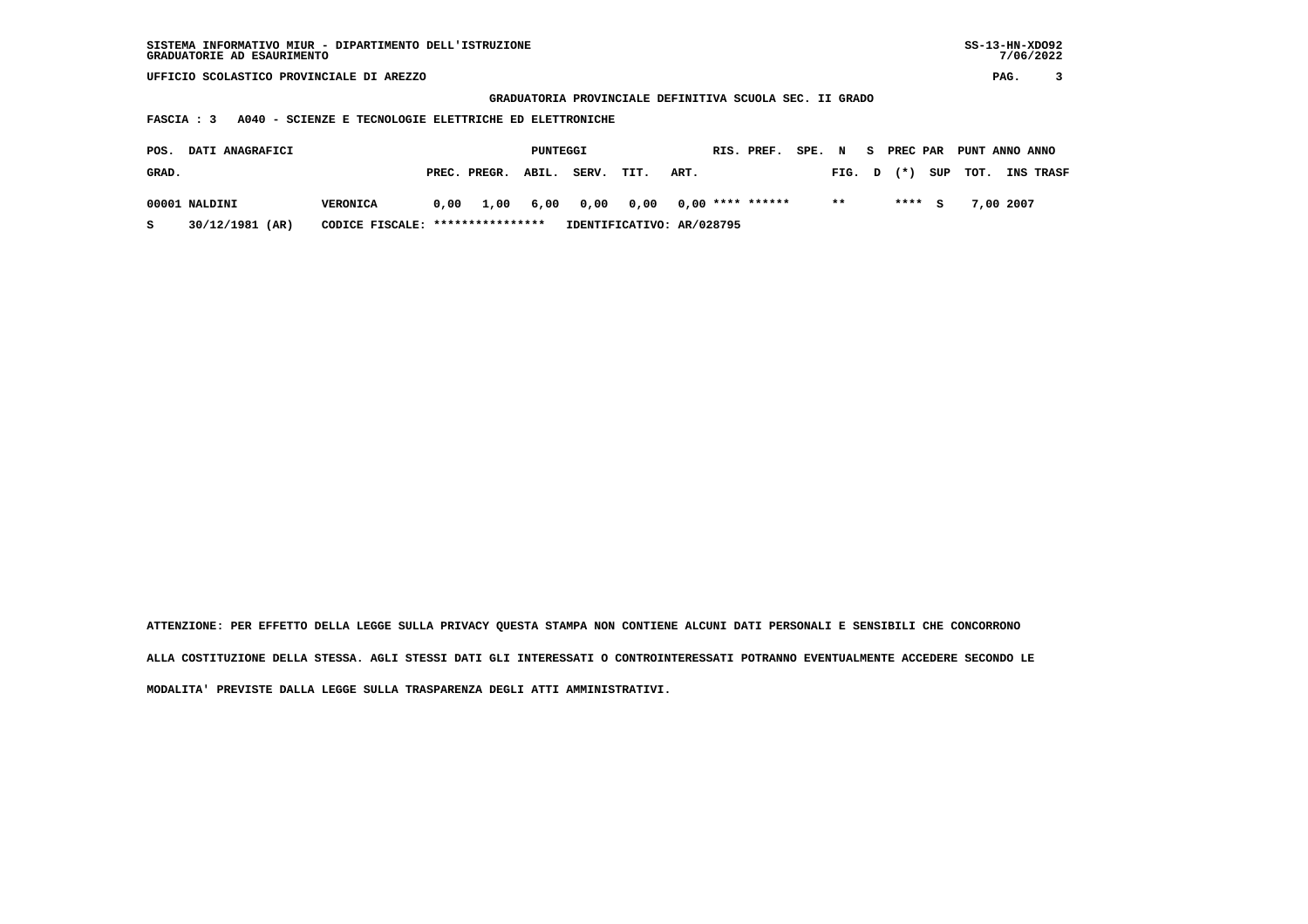SISTEMA INFORMATIVO MIUR - DIPARTIMENTO DELL'ISTRUZIONE
GRADUATORIE AD ESAURIMENTO

UFFICIO SCOLASTICO PROVINCIALE DI AREZZO

**GRADUATORIA PROVINCIALE DEFINITIVA SCUOLA SEC. II GRADO**

**FASCIA : 3 A040 - SCIENZE E TECNOLOGIE ELETTRICHE ED ELETTRONICHE**

| POS. GRAD. | DATI ANAGRAFICI | | PUNTEGGI PREC. | PREGR. | ABIL. | SERV. | TIT. | ART. | RIS. | PREF. | SPE. FIG. | N D | S (*) | PREC PAR SUP | PUNT TOT. | ANNO INS | ANNO TRASF |
|---|---|---|---|---|---|---|---|---|---|---|---|---|---|---|---|---|---|
| 00001 | NALDINI | VERONICA | 0,00 | 1,00 | 6,00 | 0,00 | 0,00 | 0,00 | **** | ****** | ** | | **** | S | 7,00 | 2007 | |
| S | 30/12/1981 (AR) | CODICE FISCALE: **************** | IDENTIFICATIVO: AR/028795 | | | | | | | | | | | | | | |

ATTENZIONE: PER EFFETTO DELLA LEGGE SULLA PRIVACY QUESTA STAMPA NON CONTIENE ALCUNI DATI PERSONALI E SENSIBILI CHE CONCORRONO ALLA COSTITUZIONE DELLA STESSA. AGLI STESSI DATI GLI INTERESSATI O CONTROINTERESSATI POTRANNO EVENTUALMENTE ACCEDERE SECONDO LE MODALITA' PREVISTE DALLA LEGGE SULLA TRASPARENZA DEGLI ATTI AMMINISTRATIVI.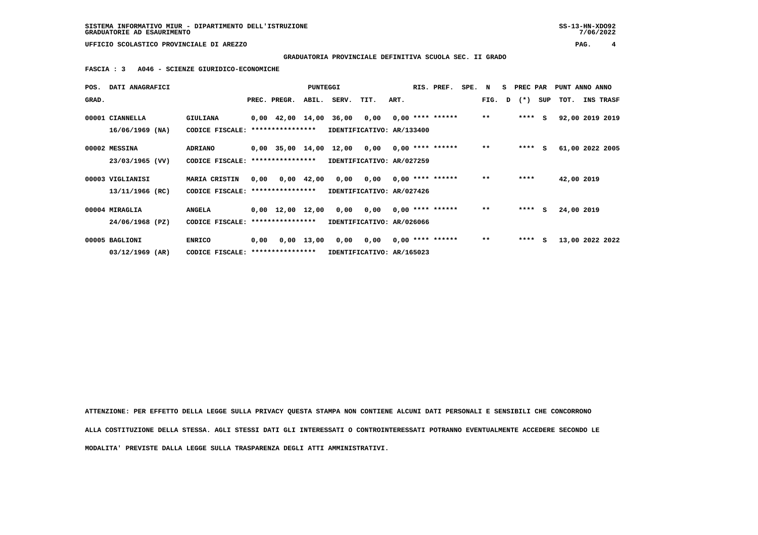**SISTEMA INFORMATIVO MIUR - DIPARTIMENTO DELL'ISTRUZIONE**
**GRADUATORIE AD ESAURIMENTO**

**UFFICIO SCOLASTICO PROVINCIALE DI AREZZO**

**GRADUATORIA PROVINCIALE DEFINITIVA SCUOLA SEC. II GRADO**

**FASCIA : 3 A046 - SCIENZE GIURIDICO-ECONOMICHE**

| POS. GRAD. | DATI ANAGRAFICI | | PREC. | PREGR. | ABIL. | SERV. | TIT. | ART. | RIS. | PREF. | SPE. | N FIG. | S D | PREC PAR (*) | SUP | TOT. | ANNO INS | ANNO TRASF |
|---|---|---|---|---|---|---|---|---|---|---|---|---|---|---|---|---|---|---|
| 00001 | CIANNELLA 16/06/1969 (NA) | GIULIANA CODICE FISCALE: **************** IDENTIFICATIVO: AR/133400 | 0,00 | 42,00 | 14,00 | 36,00 | 0,00 | 0,00 | **** | ****** | | ** | | **** | S | 92,00 | 2019 | 2019 |
| 00002 | MESSINA 23/03/1965 (VV) | ADRIANO CODICE FISCALE: **************** IDENTIFICATIVO: AR/027259 | 0,00 | 35,00 | 14,00 | 12,00 | 0,00 | 0,00 | **** | ****** | | ** | | **** | S | 61,00 | 2022 | 2005 |
| 00003 | VIGLIANISI 13/11/1966 (RC) | MARIA CRISTIN CODICE FISCALE: **************** IDENTIFICATIVO: AR/027426 | 0,00 | 0,00 | 42,00 | 0,00 | 0,00 | 0,00 | **** | ****** | | ** | | **** | | 42,00 | 2019 | |
| 00004 | MIRAGLIA 24/06/1968 (PZ) | ANGELA CODICE FISCALE: **************** IDENTIFICATIVO: AR/026066 | 0,00 | 12,00 | 12,00 | 0,00 | 0,00 | 0,00 | **** | ****** | | ** | | **** | S | 24,00 | 2019 | |
| 00005 | BAGLIONI 03/12/1969 (AR) | ENRICO CODICE FISCALE: **************** IDENTIFICATIVO: AR/165023 | 0,00 | 0,00 | 13,00 | 0,00 | 0,00 | 0,00 | **** | ****** | | ** | | **** | S | 13,00 | 2022 | 2022 |

**ATTENZIONE: PER EFFETTO DELLA LEGGE SULLA PRIVACY QUESTA STAMPA NON CONTIENE ALCUNI DATI PERSONALI E SENSIBILI CHE CONCORRONO ALLA COSTITUZIONE DELLA STESSA. AGLI STESSI DATI GLI INTERESSATI O CONTROINTERESSATI POTRANNO EVENTUALMENTE ACCEDERE SECONDO LE MODALITA' PREVISTE DALLA LEGGE SULLA TRASPARENZA DEGLI ATTI AMMINISTRATIVI.**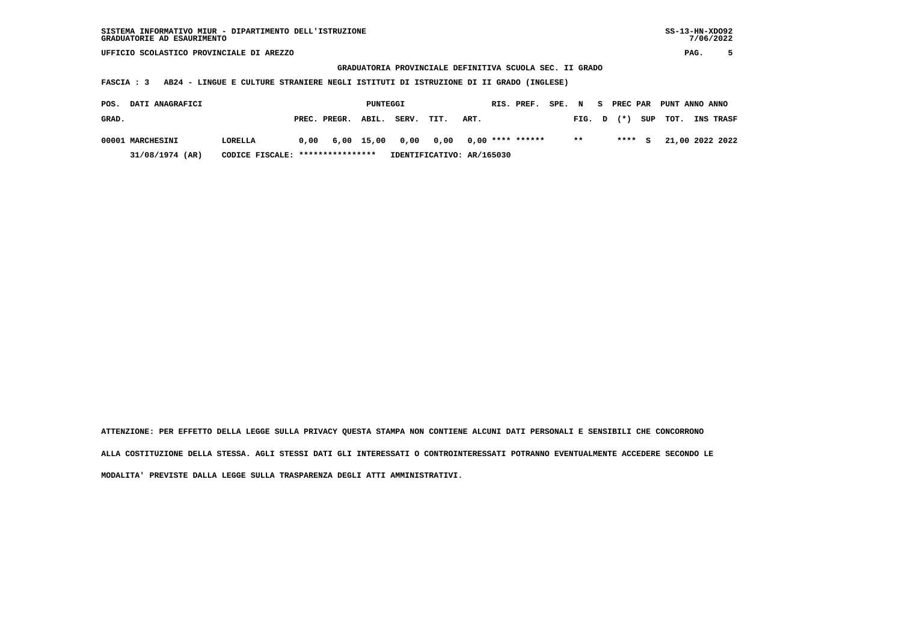SISTEMA INFORMATIVO MIUR - DIPARTIMENTO DELL'ISTRUZIONE
GRADUATORIE AD ESAURIMENTO

UFFICIO SCOLASTICO PROVINCIALE DI AREZZO

**GRADUATORIA PROVINCIALE DEFINITIVA SCUOLA SEC. II GRADO**

**FASCIA : 3 AB24 - LINGUE E CULTURE STRANIERE NEGLI ISTITUTI DI ISTRUZIONE DI II GRADO (INGLESE)**

| POS. GRAD. | DATI ANAGRAFICI | | PUNTEGGI PREC. | PREGR. | ABIL. | SERV. | TIT. | ART. | RIS. | PREF. | SPE. FIG. | N D | S (*) | PREC PAR SUP | PUNT TOT. | ANNO INS | ANNO TRASF |
|---|---|---|---|---|---|---|---|---|---|---|---|---|---|---|---|---|---|
| 00001 | MARCHESINI | LORELLA | 0,00 | 6,00 | 15,00 | 0,00 | 0,00 | 0,00 | **** | ****** | ** | | **** | S | 21,00 | 2022 | 2022 |
| | 31/08/1974 (AR) | CODICE FISCALE: **************** | IDENTIFICATIVO: AR/165030 | | | | | | | | | | | | | | |

ATTENZIONE: PER EFFETTO DELLA LEGGE SULLA PRIVACY QUESTA STAMPA NON CONTIENE ALCUNI DATI PERSONALI E SENSIBILI CHE CONCORRONO ALLA COSTITUZIONE DELLA STESSA. AGLI STESSI DATI GLI INTERESSATI O CONTROINTERESSATI POTRANNO EVENTUALMENTE ACCEDERE SECONDO LE MODALITA' PREVISTE DALLA LEGGE SULLA TRASPARENZA DEGLI ATTI AMMINISTRATIVI.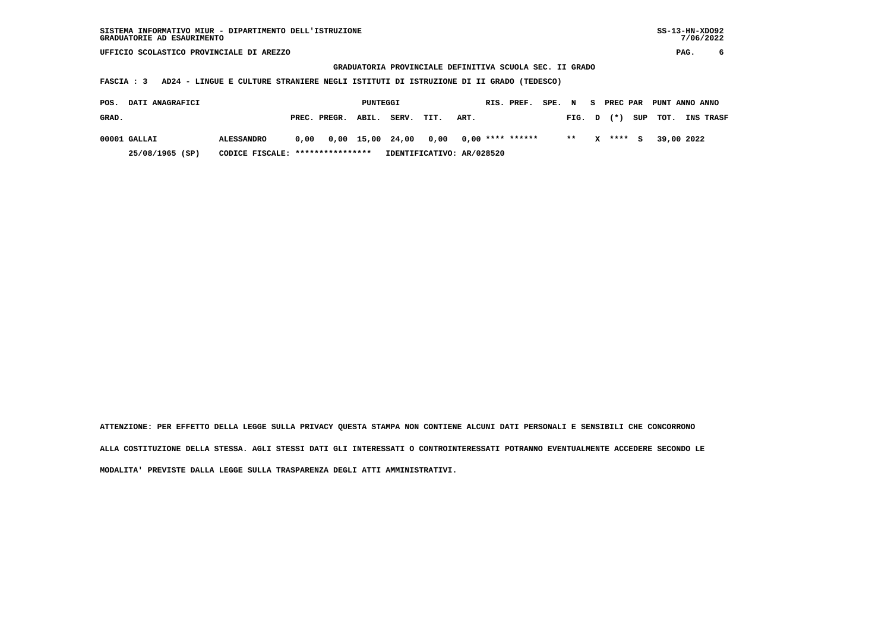SISTEMA INFORMATIVO MIUR - DIPARTIMENTO DELL'ISTRUZIONE
GRADUATORIE AD ESAURIMENTO

SS-13-HN-XDO92
7/06/2022

UFFICIO SCOLASTICO PROVINCIALE DI AREZZO

## GRADUATORIA PROVINCIALE DEFINITIVA SCUOLA SEC. II GRADO

**FASCIA : 3 AD24 - LINGUE E CULTURE STRANIERE NEGLI ISTITUTI DI ISTRUZIONE DI II GRADO (TEDESCO)**

| POS. GRAD. | DATI ANAGRAFICI | | PUNTEGGI PREC. | PREGR. | ABIL. | SERV. | TIT. | ART. | RIS. | PREF. | SPE. | N FIG. | S D | PREC (*) | PAR SUP | PUNT TOT. | ANNO INS | ANNO TRASF |
|---|---|---|---|---|---|---|---|---|---|---|---|---|---|---|---|---|---|---|
| 00001 | GALLAI | ALESSANDRO | 0,00 | 0,00 | 15,00 | 24,00 | 0,00 | 0,00 | **** | ****** | | ** | X | **** | S | 39,00 | 2022 | |
| | 25/08/1965 (SP) | CODICE FISCALE: **************** | IDENTIFICATIVO: AR/028520 | | | | | | | | | | | | | | | |

ATTENZIONE: PER EFFETTO DELLA LEGGE SULLA PRIVACY QUESTA STAMPA NON CONTIENE ALCUNI DATI PERSONALI E SENSIBILI CHE CONCORRONO ALLA COSTITUZIONE DELLA STESSA. AGLI STESSI DATI GLI INTERESSATI O CONTROINTERESSATI POTRANNO EVENTUALMENTE ACCEDERE SECONDO LE MODALITA' PREVISTE DALLA LEGGE SULLA TRASPARENZA DEGLI ATTI AMMINISTRATIVI.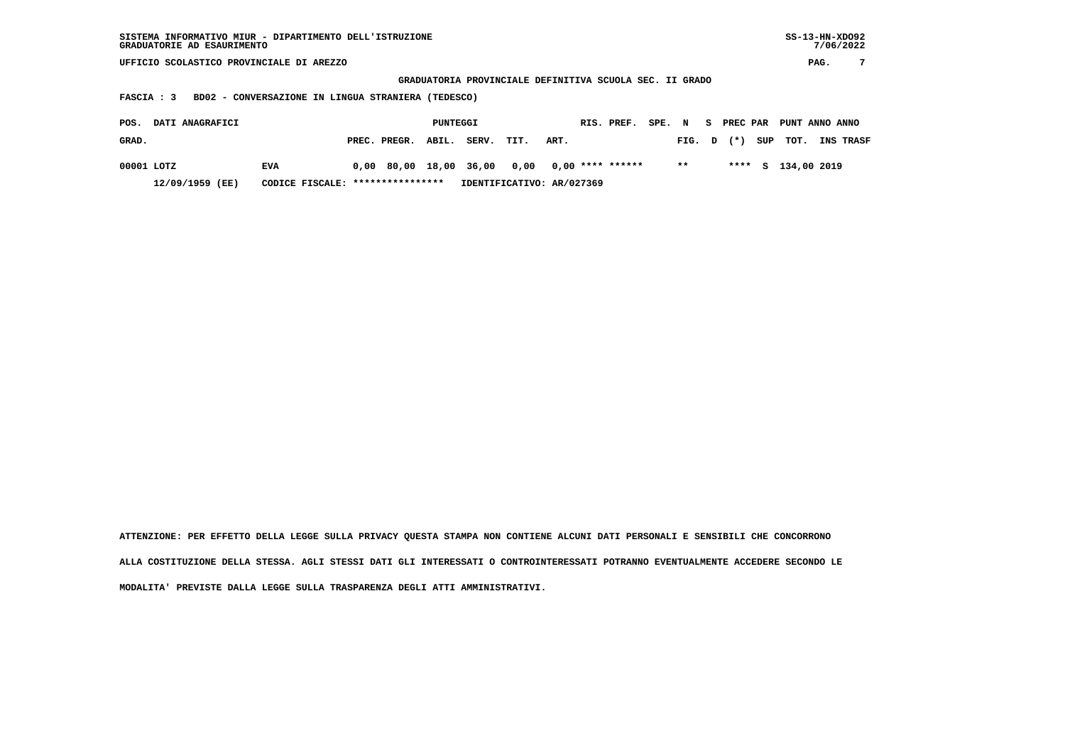SISTEMA INFORMATIVO MIUR - DIPARTIMENTO DELL'ISTRUZIONE
GRADUATORIE AD ESAURIMENTO

SS-13-HN-XDO92
7/06/2022

UFFICIO SCOLASTICO PROVINCIALE DI AREZZO

**GRADUATORIA PROVINCIALE DEFINITIVA SCUOLA SEC. II GRADO**

**FASCIA : 3 BD02 - CONVERSAZIONE IN LINGUA STRANIERA (TEDESCO)**

| POS. GRAD. | DATI ANAGRAFICI | | PUNTEGGI PREC. | PREGR. | ABIL. | SERV. | TIT. | ART. | RIS. | PREF. | SPE. | N FIG. | S D | PREC PAR (*) | SUP | PUNT TOT. | ANNO INS | ANNO TRASF |
|---|---|---|---|---|---|---|---|---|---|---|---|---|---|---|---|---|---|---|
| 00001 | LOTZ | EVA | 0,00 | 80,00 | 18,00 | 36,00 | 0,00 | 0,00 | **** | ****** | | ** | | **** | S | 134,00 | 2019 | |
| | 12/09/1959 (EE) | CODICE FISCALE: **************** | IDENTIFICATIVO: AR/027369 | | | | | | | | | | | | | | | |

ATTENZIONE: PER EFFETTO DELLA LEGGE SULLA PRIVACY QUESTA STAMPA NON CONTIENE ALCUNI DATI PERSONALI E SENSIBILI CHE CONCORRONO ALLA COSTITUZIONE DELLA STESSA. AGLI STESSI DATI GLI INTERESSATI O CONTROINTERESSATI POTRANNO EVENTUALMENTE ACCEDERE SECONDO LE MODALITA' PREVISTE DALLA LEGGE SULLA TRASPARENZA DEGLI ATTI AMMINISTRATIVI.